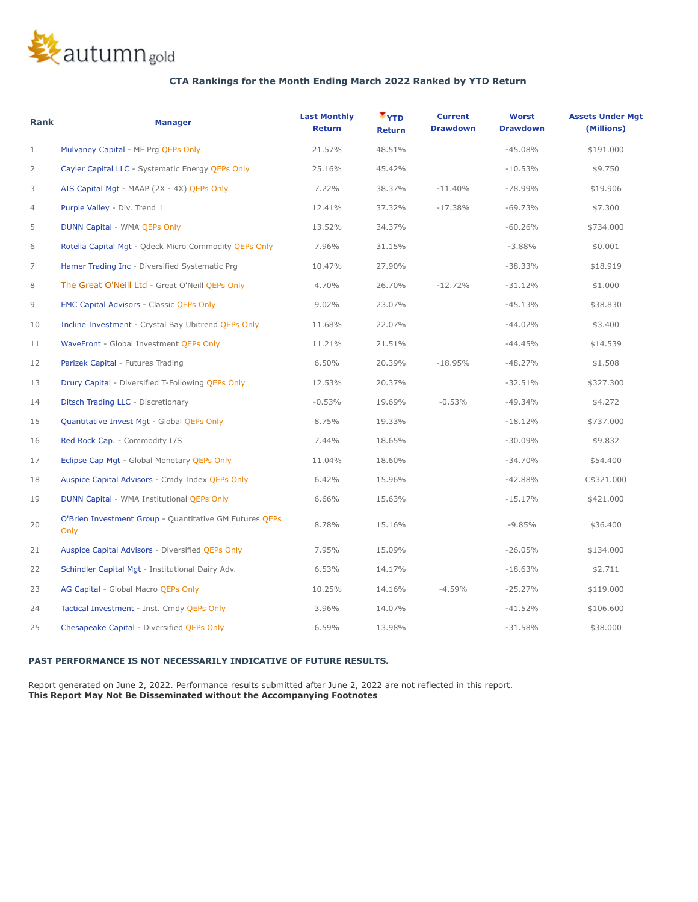autumn gold

### CTA Rankings for the Month Ending March 2022 Ranked by YTD Return

| Rank | Manager | Last Monthly Return | YTD Return | Current Drawdown | Worst Drawdown | Assets Under Mgt (Millions) |
|---|---|---|---|---|---|---|
| 1 | Mulvaney Capital - MF Prg QEPs Only | 21.57% | 48.51% | | -45.08% | $191.000 |
| 2 | Cayler Capital LLC - Systematic Energy QEPs Only | 25.16% | 45.42% | | -10.53% | $9.750 |
| 3 | AIS Capital Mgt - MAAP (2X - 4X) QEPs Only | 7.22% | 38.37% | -11.40% | -78.99% | $19.906 |
| 4 | Purple Valley - Div. Trend 1 | 12.41% | 37.32% | -17.38% | -69.73% | $7.300 |
| 5 | DUNN Capital - WMA QEPs Only | 13.52% | 34.37% | | -60.26% | $734.000 |
| 6 | Rotella Capital Mgt - Qdeck Micro Commodity QEPs Only | 7.96% | 31.15% | | -3.88% | $0.001 |
| 7 | Hamer Trading Inc - Diversified Systematic Prg | 10.47% | 27.90% | | -38.33% | $18.919 |
| 8 | The Great O'Neill Ltd - Great O'Neill QEPs Only | 4.70% | 26.70% | -12.72% | -31.12% | $1.000 |
| 9 | EMC Capital Advisors - Classic QEPs Only | 9.02% | 23.07% | | -45.13% | $38.830 |
| 10 | Incline Investment - Crystal Bay Ubitrend QEPs Only | 11.68% | 22.07% | | -44.02% | $3.400 |
| 11 | WaveFront - Global Investment QEPs Only | 11.21% | 21.51% | | -44.45% | $14.539 |
| 12 | Parizek Capital - Futures Trading | 6.50% | 20.39% | -18.95% | -48.27% | $1.508 |
| 13 | Drury Capital - Diversified T-Following QEPs Only | 12.53% | 20.37% | | -32.51% | $327.300 |
| 14 | Ditsch Trading LLC - Discretionary | -0.53% | 19.69% | -0.53% | -49.34% | $4.272 |
| 15 | Quantitative Invest Mgt - Global QEPs Only | 8.75% | 19.33% | | -18.12% | $737.000 |
| 16 | Red Rock Cap. - Commodity L/S | 7.44% | 18.65% | | -30.09% | $9.832 |
| 17 | Eclipse Cap Mgt - Global Monetary QEPs Only | 11.04% | 18.60% | | -34.70% | $54.400 |
| 18 | Auspice Capital Advisors - Cmdy Index QEPs Only | 6.42% | 15.96% | | -42.88% | C$321.000 |
| 19 | DUNN Capital - WMA Institutional QEPs Only | 6.66% | 15.63% | | -15.17% | $421.000 |
| 20 | O'Brien Investment Group - Quantitative GM Futures QEPs Only | 8.78% | 15.16% | | -9.85% | $36.400 |
| 21 | Auspice Capital Advisors - Diversified QEPs Only | 7.95% | 15.09% | | -26.05% | $134.000 |
| 22 | Schindler Capital Mgt - Institutional Dairy Adv. | 6.53% | 14.17% | | -18.63% | $2.711 |
| 23 | AG Capital - Global Macro QEPs Only | 10.25% | 14.16% | -4.59% | -25.27% | $119.000 |
| 24 | Tactical Investment - Inst. Cmdy QEPs Only | 3.96% | 14.07% | | -41.52% | $106.600 |
| 25 | Chesapeake Capital - Diversified QEPs Only | 6.59% | 13.98% | | -31.58% | $38.000 |

**PAST PERFORMANCE IS NOT NECESSARILY INDICATIVE OF FUTURE RESULTS.**

Report generated on June 2, 2022. Performance results submitted after June 2, 2022 are not reflected in this report.
**This Report May Not Be Disseminated without the Accompanying Footnotes**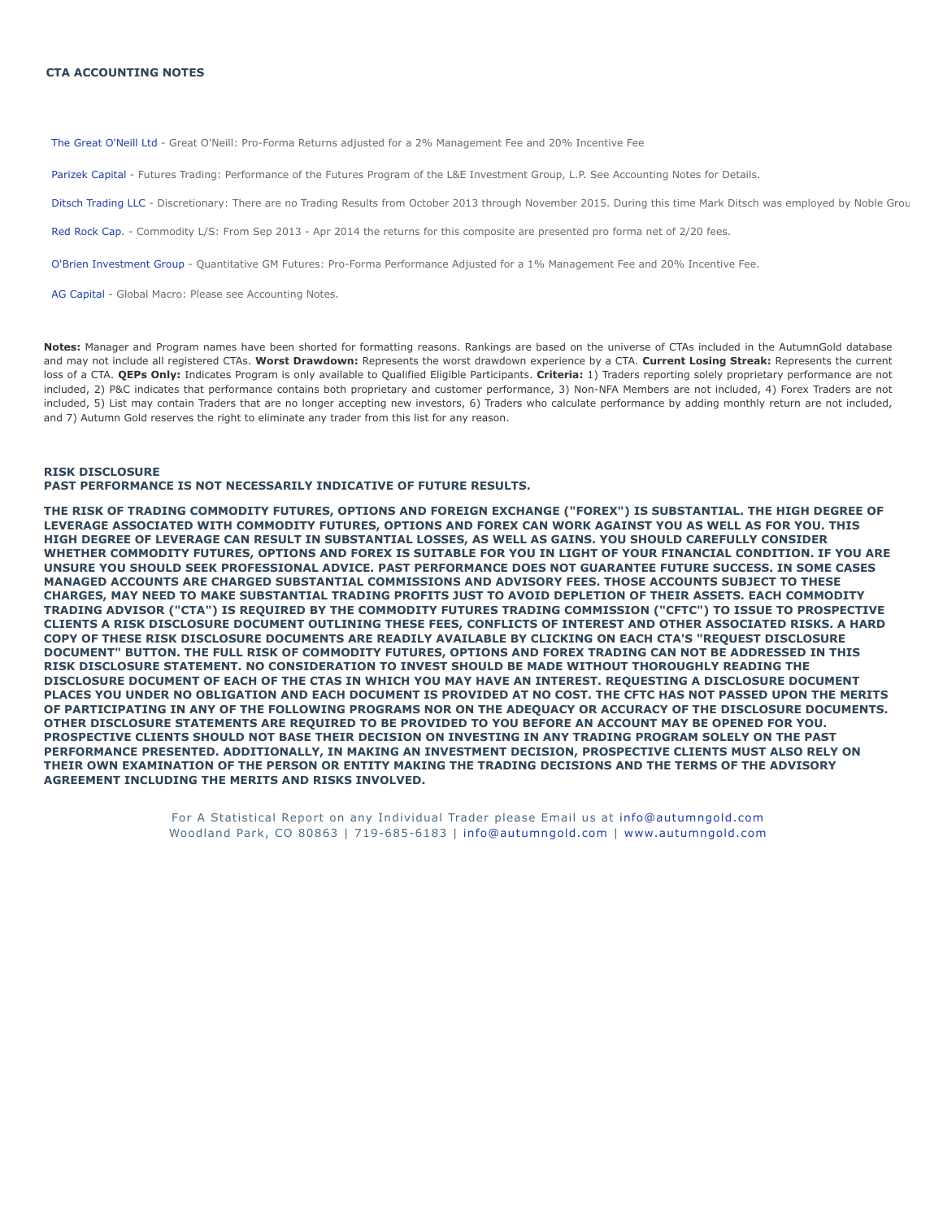**CTA ACCOUNTING NOTES**

The Great O'Neill Ltd - Great O'Neill: Pro-Forma Returns adjusted for a 2% Management Fee and 20% Incentive Fee

Parizek Capital - Futures Trading: Performance of the Futures Program of the L&E Investment Group, L.P. See Accounting Notes for Details.

Ditsch Trading LLC - Discretionary: There are no Trading Results from October 2013 through November 2015. During this time Mark Ditsch was employed by Noble Grou

Red Rock Cap. - Commodity L/S: From Sep 2013 - Apr 2014 the returns for this composite are presented pro forma net of 2/20 fees.

O'Brien Investment Group - Quantitative GM Futures: Pro-Forma Performance Adjusted for a 1% Management Fee and 20% Incentive Fee.

AG Capital - Global Macro: Please see Accounting Notes.

**Notes:** Manager and Program names have been shorted for formatting reasons. Rankings are based on the universe of CTAs included in the AutumnGold database and may not include all registered CTAs. **Worst Drawdown:** Represents the worst drawdown experience by a CTA. **Current Losing Streak:** Represents the current loss of a CTA. **QEPs Only:** Indicates Program is only available to Qualified Eligible Participants. **Criteria:** 1) Traders reporting solely proprietary performance are not included, 2) P&C indicates that performance contains both proprietary and customer performance, 3) Non-NFA Members are not included, 4) Forex Traders are not included, 5) List may contain Traders that are no longer accepting new investors, 6) Traders who calculate performance by adding monthly return are not included, and 7) Autumn Gold reserves the right to eliminate any trader from this list for any reason.

**RISK DISCLOSURE**
**PAST PERFORMANCE IS NOT NECESSARILY INDICATIVE OF FUTURE RESULTS.**

**THE RISK OF TRADING COMMODITY FUTURES, OPTIONS AND FOREIGN EXCHANGE ("FOREX") IS SUBSTANTIAL. THE HIGH DEGREE OF LEVERAGE ASSOCIATED WITH COMMODITY FUTURES, OPTIONS AND FOREX CAN WORK AGAINST YOU AS WELL AS FOR YOU. THIS HIGH DEGREE OF LEVERAGE CAN RESULT IN SUBSTANTIAL LOSSES, AS WELL AS GAINS. YOU SHOULD CAREFULLY CONSIDER WHETHER COMMODITY FUTURES, OPTIONS AND FOREX IS SUITABLE FOR YOU IN LIGHT OF YOUR FINANCIAL CONDITION. IF YOU ARE UNSURE YOU SHOULD SEEK PROFESSIONAL ADVICE. PAST PERFORMANCE DOES NOT GUARANTEE FUTURE SUCCESS. IN SOME CASES MANAGED ACCOUNTS ARE CHARGED SUBSTANTIAL COMMISSIONS AND ADVISORY FEES. THOSE ACCOUNTS SUBJECT TO THESE CHARGES, MAY NEED TO MAKE SUBSTANTIAL TRADING PROFITS JUST TO AVOID DEPLETION OF THEIR ASSETS. EACH COMMODITY TRADING ADVISOR ("CTA") IS REQUIRED BY THE COMMODITY FUTURES TRADING COMMISSION ("CFTC") TO ISSUE TO PROSPECTIVE CLIENTS A RISK DISCLOSURE DOCUMENT OUTLINING THESE FEES, CONFLICTS OF INTEREST AND OTHER ASSOCIATED RISKS. A HARD COPY OF THESE RISK DISCLOSURE DOCUMENTS ARE READILY AVAILABLE BY CLICKING ON EACH CTA'S "REQUEST DISCLOSURE DOCUMENT" BUTTON. THE FULL RISK OF COMMODITY FUTURES, OPTIONS AND FOREX TRADING CAN NOT BE ADDRESSED IN THIS RISK DISCLOSURE STATEMENT. NO CONSIDERATION TO INVEST SHOULD BE MADE WITHOUT THOROUGHLY READING THE DISCLOSURE DOCUMENT OF EACH OF THE CTAS IN WHICH YOU MAY HAVE AN INTEREST. REQUESTING A DISCLOSURE DOCUMENT PLACES YOU UNDER NO OBLIGATION AND EACH DOCUMENT IS PROVIDED AT NO COST. THE CFTC HAS NOT PASSED UPON THE MERITS OF PARTICIPATING IN ANY OF THE FOLLOWING PROGRAMS NOR ON THE ADEQUACY OR ACCURACY OF THE DISCLOSURE DOCUMENTS. OTHER DISCLOSURE STATEMENTS ARE REQUIRED TO BE PROVIDED TO YOU BEFORE AN ACCOUNT MAY BE OPENED FOR YOU. PROSPECTIVE CLIENTS SHOULD NOT BASE THEIR DECISION ON INVESTING IN ANY TRADING PROGRAM SOLELY ON THE PAST PERFORMANCE PRESENTED. ADDITIONALLY, IN MAKING AN INVESTMENT DECISION, PROSPECTIVE CLIENTS MUST ALSO RELY ON THEIR OWN EXAMINATION OF THE PERSON OR ENTITY MAKING THE TRADING DECISIONS AND THE TERMS OF THE ADVISORY AGREEMENT INCLUDING THE MERITS AND RISKS INVOLVED.**

For A Statistical Report on any Individual Trader please Email us at info@autumngold.com
Woodland Park, CO 80863 | 719-685-6183 | info@autumngold.com | www.autumngold.com